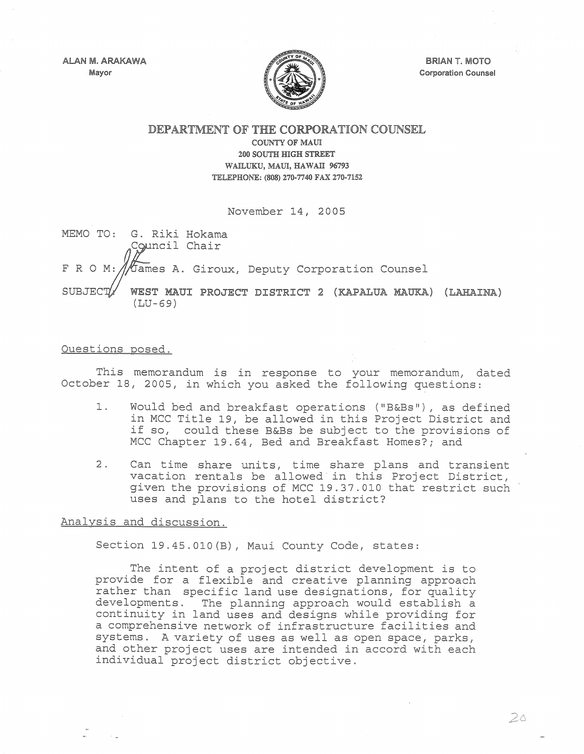ALAN M. ARAKAWA
Mayor

BRIAN T. MOTO
Corporation Counsel

# DEPARTMENT OF THE CORPORATION COUNSEL

COUNTY OF MAUI
200 SOUTH HIGH STREET
WAILUKU, MAUI, HAWAII 96793
TELEPHONE: (808) 270-7740 FAX 270-7152

November 14, 2005

MEMO TO: G. Riki Hokama
Council Chair

F R O M: James A. Giroux, Deputy Corporation Counsel

SUBJECT: **WEST MAUI PROJECT DISTRICT 2 (KAPALUA MAUKA) (LAHAINA) (LU-69)**

Questions posed.

This memorandum is in response to your memorandum, dated October 18, 2005, in which you asked the following questions:

1. Would bed and breakfast operations ("B&Bs"), as defined in MCC Title 19, be allowed in this Project District and if so, could these B&Bs be subject to the provisions of MCC Chapter 19.64, Bed and Breakfast Homes?; and

2. Can time share units, time share plans and transient vacation rentals be allowed in this Project District, given the provisions of MCC 19.37.010 that restrict such uses and plans to the hotel district?

Analysis and discussion.

Section 19.45.010(B), Maui County Code, states:

> The intent of a project district development is to provide for a flexible and creative planning approach rather than specific land use designations, for quality developments. The planning approach would establish a continuity in land uses and designs while providing for a comprehensive network of infrastructure facilities and systems. A variety of uses as well as open space, parks, and other project uses are intended in accord with each individual project district objective.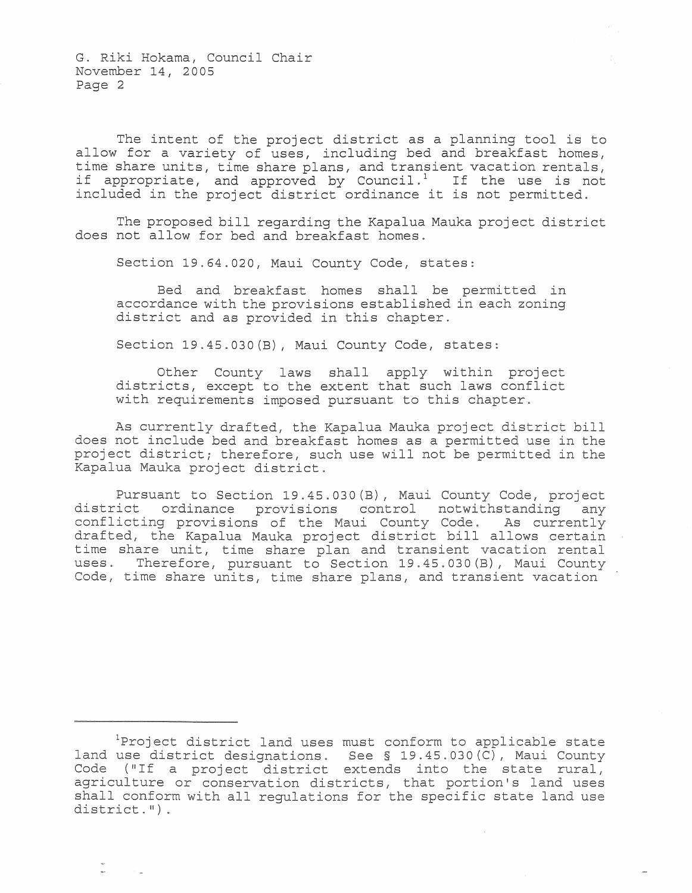The intent of the project district as a planning tool is to allow for a variety of uses, including bed and breakfast homes, time share units, time share plans, and transient vacation rentals, if appropriate, and approved by Council.[1] If the use is not included in the project district ordinance it is not permitted.

The proposed bill regarding the Kapalua Mauka project district does not allow for bed and breakfast homes.

Section 19.64.020, Maui County Code, states:

> Bed and breakfast homes shall be permitted in accordance with the provisions established in each zoning district and as provided in this chapter.

Section 19.45.030(B), Maui County Code, states:

> Other County laws shall apply within project districts, except to the extent that such laws conflict with requirements imposed pursuant to this chapter.

As currently drafted, the Kapalua Mauka project district bill does not include bed and breakfast homes as a permitted use in the project district; therefore, such use will not be permitted in the Kapalua Mauka project district.

Pursuant to Section 19.45.030(B), Maui County Code, project district ordinance provisions control notwithstanding any conflicting provisions of the Maui County Code. As currently drafted, the Kapalua Mauka project district bill allows certain time share unit, time share plan and transient vacation rental uses. Therefore, pursuant to Section 19.45.030(B), Maui County Code, time share units, time share plans, and transient vacation

---

[1] Project district land uses must conform to applicable state land use district designations. See § 19.45.030(C), Maui County Code ("If a project district extends into the state rural, agriculture or conservation districts, that portion's land uses shall conform with all regulations for the specific state land use district.").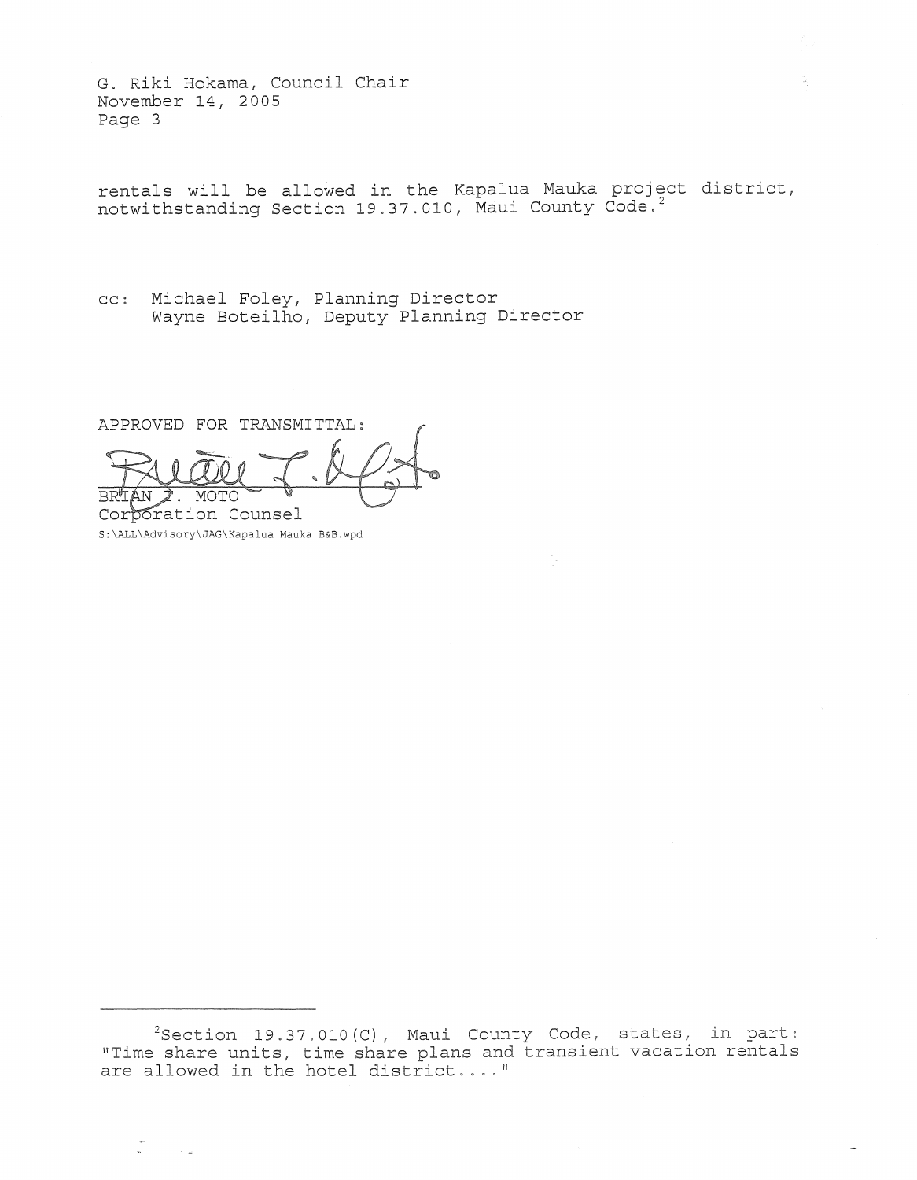rentals will be allowed in the Kapalua Mauka project district, notwithstanding Section 19.37.010, Maui County Code.[2]

cc: Michael Foley, Planning Director
Wayne Boteilho, Deputy Planning Director

APPROVED FOR TRANSMITTAL:

BRIAN T. MOTO
Corporation Counsel

S:\ALL\Advisory\JAG\Kapalua Mauka B&B.wpd

---

[2]Section 19.37.010(C), Maui County Code, states, in part: "Time share units, time share plans and transient vacation rentals are allowed in the hotel district...."